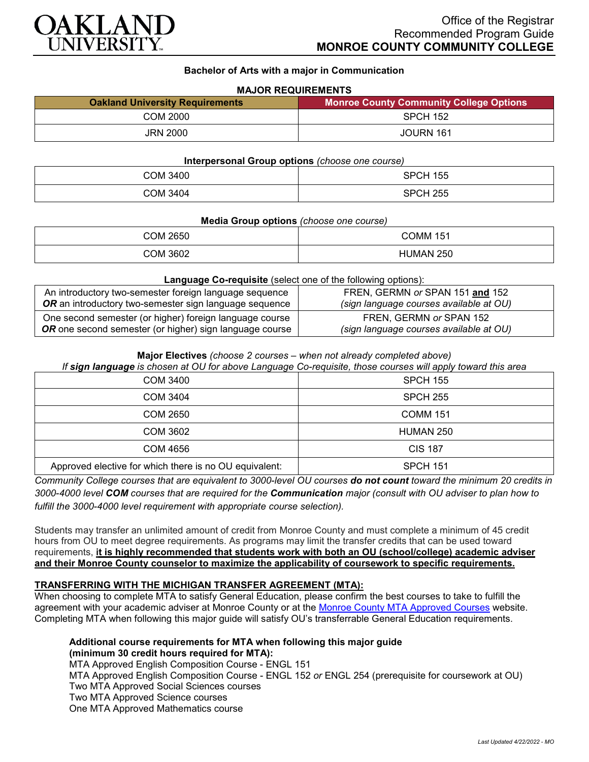Office of the Registrar
Recommended Program Guide
**MONROE COUNTY COMMUNITY COLLEGE**

## Bachelor of Arts with a major in Communication

### MAJOR REQUIREMENTS

| Oakland University Requirements | Monroe County Community College Options |
|---|---|
| COM 2000 | SPCH 152 |
| JRN 2000 | JOURN 161 |

**Interpersonal Group options** *(choose one course)*

| | |
|---|---|
| COM 3400 | SPCH 155 |
| COM 3404 | SPCH 255 |

**Media Group options** *(choose one course)*

| | |
|---|---|
| COM 2650 | COMM 151 |
| COM 3602 | HUMAN 250 |

**Language Co-requisite** (select one of the following options):

| | |
|---|---|
| An introductory two-semester foreign language sequence ***OR*** an introductory two-semester sign language sequence | FREN, GERMN *or* SPAN 151 **and** 152 *(sign language courses available at OU)* |
| One second semester (or higher) foreign language course ***OR*** one second semester (or higher) sign language course | FREN, GERMN *or* SPAN 152 *(sign language courses available at OU)* |

**Major Electives** *(choose 2 courses – when not already completed above)*
*If **sign language** is chosen at OU for above Language Co-requisite, those courses will apply toward this area*

| | |
|---|---|
| COM 3400 | SPCH 155 |
| COM 3404 | SPCH 255 |
| COM 2650 | COMM 151 |
| COM 3602 | HUMAN 250 |
| COM 4656 | CIS 187 |
| Approved elective for which there is no OU equivalent: | SPCH 151 |

*Community College courses that are equivalent to 3000-level OU courses **do not count** toward the minimum 20 credits in 3000-4000 level **COM** courses that are required for the **Communication** major (consult with OU adviser to plan how to fulfill the 3000-4000 level requirement with appropriate course selection).*

Students may transfer an unlimited amount of credit from Monroe County and must complete a minimum of 45 credit hours from OU to meet degree requirements. As programs may limit the transfer credits that can be used toward requirements, **it is highly recommended that students work with both an OU (school/college) academic adviser and their Monroe County counselor to maximize the applicability of coursework to specific requirements.**

### TRANSFERRING WITH THE MICHIGAN TRANSFER AGREEMENT (MTA):

When choosing to complete MTA to satisfy General Education, please confirm the best courses to take to fulfill the agreement with your academic adviser at Monroe County or at the Monroe County MTA Approved Courses website. Completing MTA when following this major guide will satisfy OU's transferrable General Education requirements.

**Additional course requirements for MTA when following this major guide (minimum 30 credit hours required for MTA):**
MTA Approved English Composition Course - ENGL 151
MTA Approved English Composition Course - ENGL 152 *or* ENGL 254 (prerequisite for coursework at OU)
Two MTA Approved Social Sciences courses
Two MTA Approved Science courses
One MTA Approved Mathematics course

*Last Updated 4/22/2022 - MO*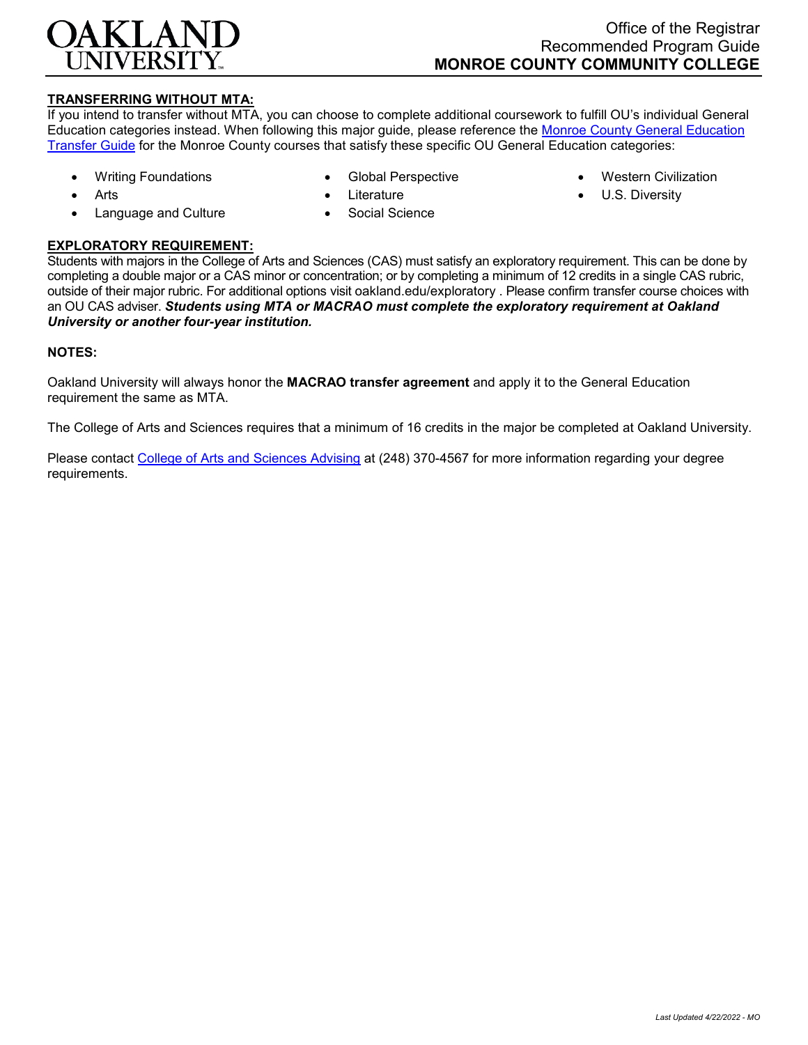**TRANSFERRING WITHOUT MTA:**

If you intend to transfer without MTA, you can choose to complete additional coursework to fulfill OU's individual General Education categories instead. When following this major guide, please reference the Monroe County General Education Transfer Guide for the Monroe County courses that satisfy these specific OU General Education categories:

- Writing Foundations
- Arts
- Language and Culture
- Global Perspective
- Literature
- Social Science
- Western Civilization
- U.S. Diversity

**EXPLORATORY REQUIREMENT:**

Students with majors in the College of Arts and Sciences (CAS) must satisfy an exploratory requirement. This can be done by completing a double major or a CAS minor or concentration; or by completing a minimum of 12 credits in a single CAS rubric, outside of their major rubric. For additional options visit oakland.edu/exploratory . Please confirm transfer course choices with an OU CAS adviser. ***Students using MTA or MACRAO must complete the exploratory requirement at Oakland University or another four-year institution.***

**NOTES:**

Oakland University will always honor the **MACRAO transfer agreement** and apply it to the General Education requirement the same as MTA.

The College of Arts and Sciences requires that a minimum of 16 credits in the major be completed at Oakland University.

Please contact College of Arts and Sciences Advising at (248) 370-4567 for more information regarding your degree requirements.

*Last Updated 4/22/2022 - MO*